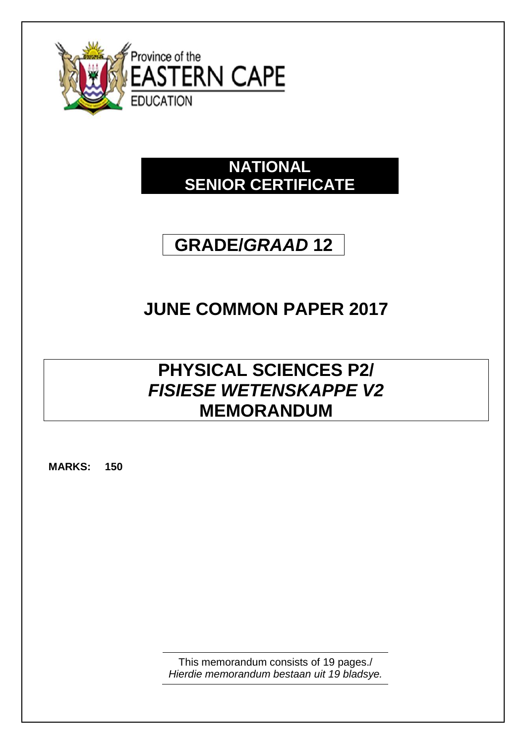Province of the
EASTERN CAPE
EDUCATION

# NATIONAL SENIOR CERTIFICATE

# GRADE/*GRAAD* 12

# JUNE COMMON PAPER 2017

# PHYSICAL SCIENCES P2/ *FISIESE WETENSKAPPE V2* MEMORANDUM

**MARKS: 150**

This memorandum consists of 19 pages./
*Hierdie memorandum bestaan uit 19 bladsye.*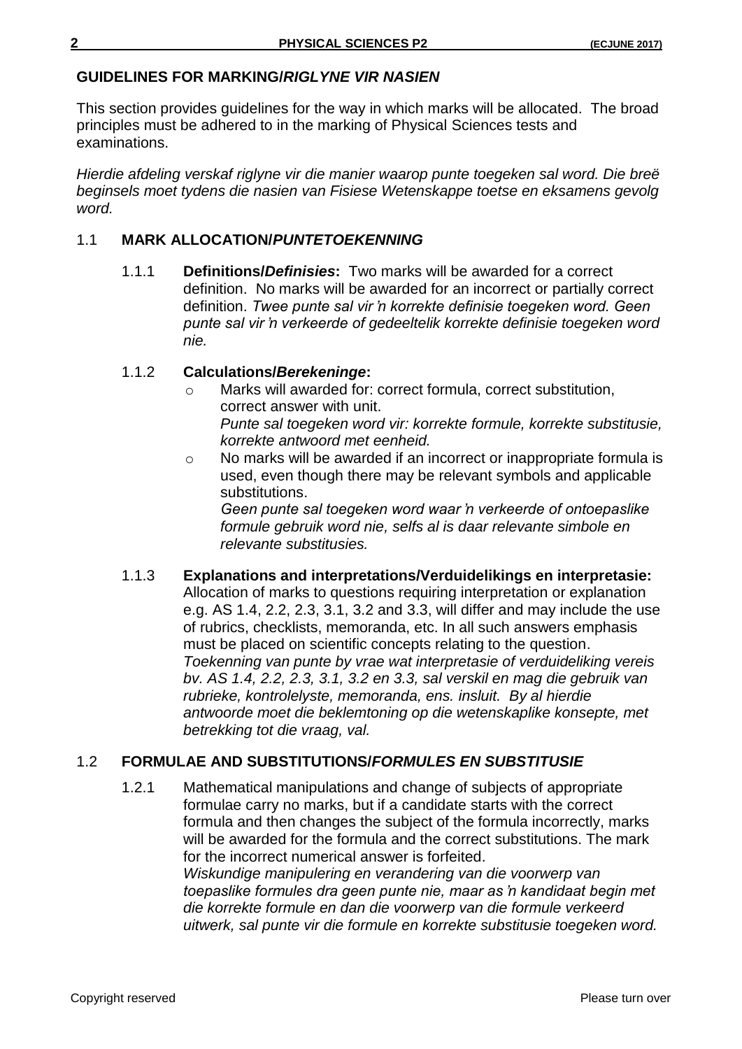## GUIDELINES FOR MARKING/*RIGLYNE VIR NASIEN*

This section provides guidelines for the way in which marks will be allocated. The broad principles must be adhered to in the marking of Physical Sciences tests and examinations.

*Hierdie afdeling verskaf riglyne vir die manier waarop punte toegeken sal word. Die breë beginsels moet tydens die nasien van Fisiese Wetenskappe toetse en eksamens gevolg word.*

### 1.1 MARK ALLOCATION/*PUNTETOEKENNING*

1.1.1 **Definitions/*Definisies*:** Two marks will be awarded for a correct definition. No marks will be awarded for an incorrect or partially correct definition. *Twee punte sal vir 'n korrekte definisie toegeken word. Geen punte sal vir 'n verkeerde of gedeeltelik korrekte definisie toegeken word nie.*

1.1.2 **Calculations/*Berekeninge*:**

- Marks will awarded for: correct formula, correct substitution, correct answer with unit.
  *Punte sal toegeken word vir: korrekte formule, korrekte substitusie, korrekte antwoord met eenheid.*
- No marks will be awarded if an incorrect or inappropriate formula is used, even though there may be relevant symbols and applicable substitutions.
  *Geen punte sal toegeken word waar 'n verkeerde of ontoepaslike formule gebruik word nie, selfs al is daar relevante simbole en relevante substitusies.*

1.1.3 **Explanations and interpretations/Verduidelikings en interpretasie:** Allocation of marks to questions requiring interpretation or explanation e.g. AS 1.4, 2.2, 2.3, 3.1, 3.2 and 3.3, will differ and may include the use of rubrics, checklists, memoranda, etc. In all such answers emphasis must be placed on scientific concepts relating to the question. *Toekenning van punte by vrae wat interpretasie of verduideliking vereis bv. AS 1.4, 2.2, 2.3, 3.1, 3.2 en 3.3, sal verskil en mag die gebruik van rubrieke, kontrolelyste, memoranda, ens. insluit. By al hierdie antwoorde moet die beklemtoning op die wetenskaplike konsepte, met betrekking tot die vraag, val.*

### 1.2 FORMULAE AND SUBSTITUTIONS/*FORMULES EN SUBSTITUSIE*

1.2.1 Mathematical manipulations and change of subjects of appropriate formulae carry no marks, but if a candidate starts with the correct formula and then changes the subject of the formula incorrectly, marks will be awarded for the formula and the correct substitutions. The mark for the incorrect numerical answer is forfeited. *Wiskundige manipulering en verandering van die voorwerp van toepaslike formules dra geen punte nie, maar as 'n kandidaat begin met die korrekte formule en dan die voorwerp van die formule verkeerd uitwerk, sal punte vir die formule en korrekte substitusie toegeken word.*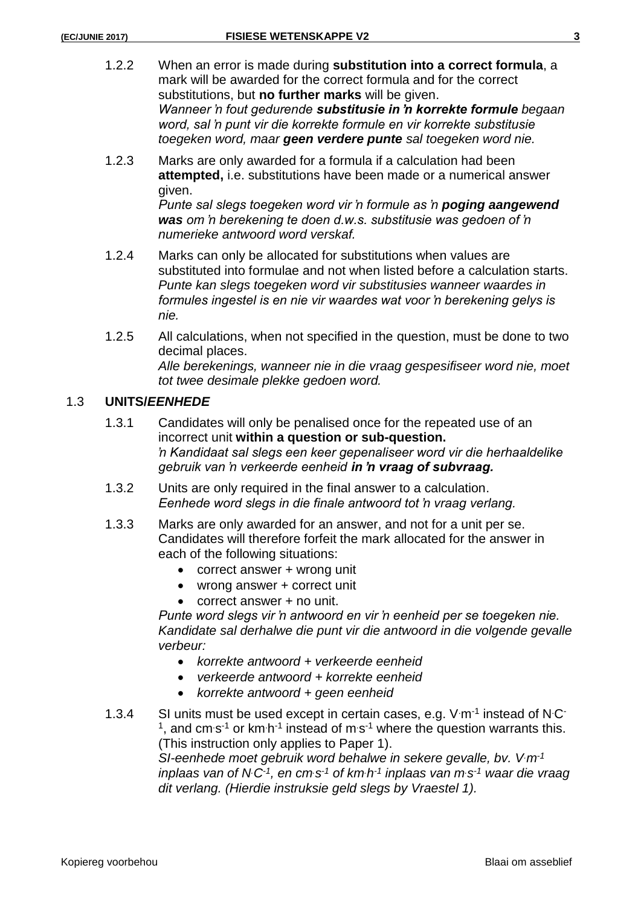1.2.2 When an error is made during **substitution into a correct formula**, a mark will be awarded for the correct formula and for the correct substitutions, but **no further marks** will be given.
*Wanneer 'n fout gedurende **substitusie in 'n korrekte formule** begaan word, sal 'n punt vir die korrekte formule en vir korrekte substitusie toegeken word, maar **geen verdere punte** sal toegeken word nie.*

1.2.3 Marks are only awarded for a formula if a calculation had been **attempted,** i.e. substitutions have been made or a numerical answer given.
*Punte sal slegs toegeken word vir 'n formule as 'n **poging aangewend was** om 'n berekening te doen d.w.s. substitusie was gedoen of 'n numerieke antwoord word verskaf.*

1.2.4 Marks can only be allocated for substitutions when values are substituted into formulae and not when listed before a calculation starts.
*Punte kan slegs toegeken word vir substitusies wanneer waardes in formules ingestel is en nie vir waardes wat voor 'n berekening gelys is nie.*

1.2.5 All calculations, when not specified in the question, must be done to two decimal places.
*Alle berekenings, wanneer nie in die vraag gespesifiseer word nie, moet tot twee desimale plekke gedoen word.*

## 1.3 UNITS/*EENHEDE*

1.3.1 Candidates will only be penalised once for the repeated use of an incorrect unit **within a question or sub-question.**
*'n Kandidaat sal slegs een keer gepenaliseer word vir die herhaaldelike gebruik van 'n verkeerde eenheid **in 'n vraag of subvraag.***

1.3.2 Units are only required in the final answer to a calculation.
*Eenhede word slegs in die finale antwoord tot 'n vraag verlang.*

1.3.3 Marks are only awarded for an answer, and not for a unit per se. Candidates will therefore forfeit the mark allocated for the answer in each of the following situations:

- correct answer + wrong unit
- wrong answer + correct unit
- correct answer + no unit.

*Punte word slegs vir 'n antwoord en vir 'n eenheid per se toegeken nie. Kandidate sal derhalwe die punt vir die antwoord in die volgende gevalle verbeur:*

- *korrekte antwoord + verkeerde eenheid*
- *verkeerde antwoord + korrekte eenheid*
- *korrekte antwoord + geen eenheid*

1.3.4 SI units must be used except in certain cases, e.g. $V{\cdot}m^{-1}$ instead of $N{\cdot}C^{-1}$, and $cm{\cdot}s^{-1}$ or $km{\cdot}h^{-1}$ instead of $m{\cdot}s^{-1}$ where the question warrants this. (This instruction only applies to Paper 1).
*SI-eenhede moet gebruik word behalwe in sekere gevalle, bv. $V{\cdot}m^{-1}$ inplaas van of $N{\cdot}C^{-1}$, en $cm{\cdot}s^{-1}$ of $km{\cdot}h^{-1}$ inplaas van $m{\cdot}s^{-1}$ waar die vraag dit verlang. (Hierdie instruksie geld slegs by Vraestel 1).*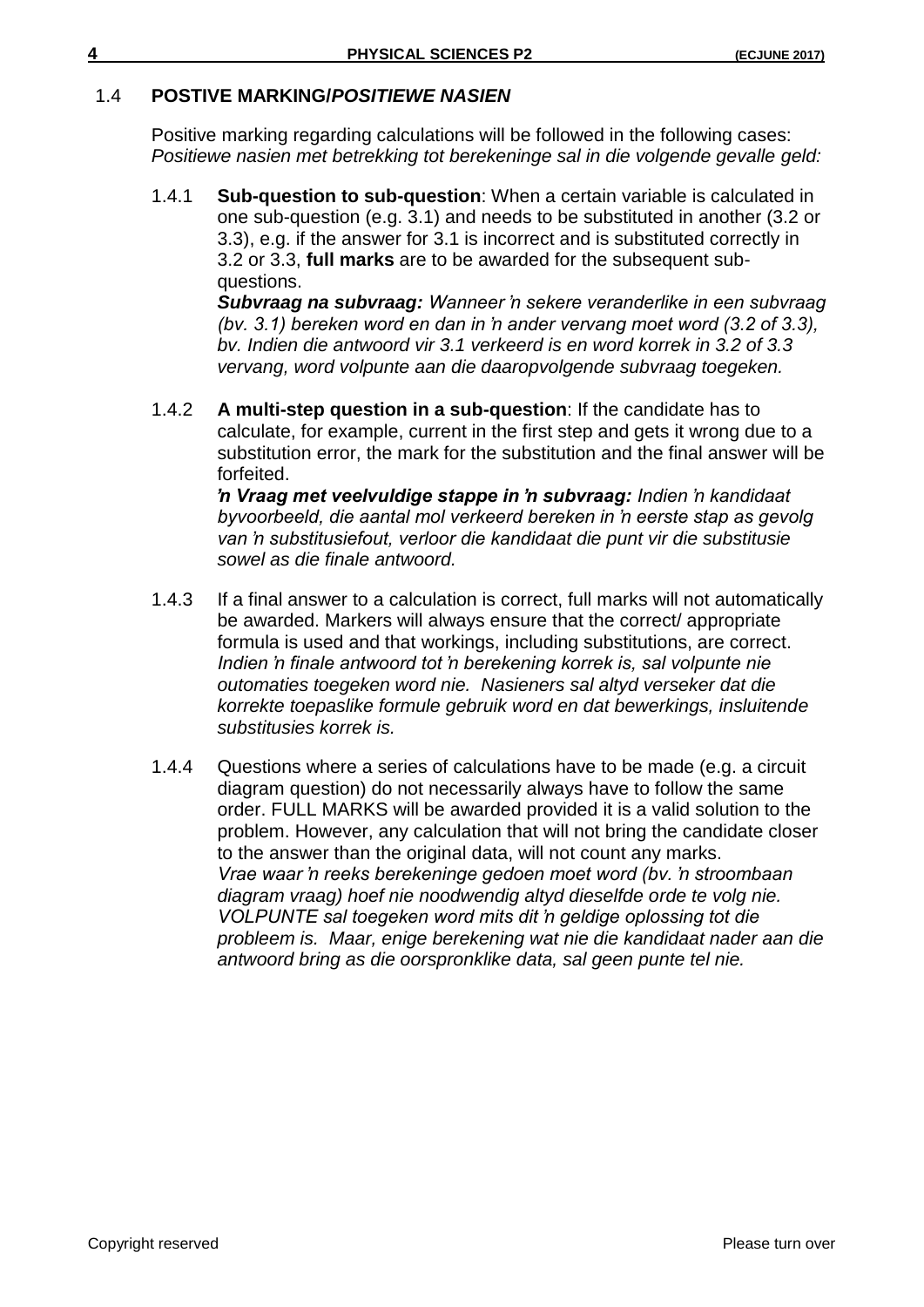### 1.4 POSTIVE MARKING/*POSITIEWE NASIEN*

Positive marking regarding calculations will be followed in the following cases:
*Positiewe nasien met betrekking tot berekeninge sal in die volgende gevalle geld:*

1.4.1 **Sub-question to sub-question**: When a certain variable is calculated in one sub-question (e.g. 3.1) and needs to be substituted in another (3.2 or 3.3), e.g. if the answer for 3.1 is incorrect and is substituted correctly in 3.2 or 3.3, **full marks** are to be awarded for the subsequent sub-questions.
***Subvraag na subvraag:*** *Wanneer 'n sekere veranderlike in een subvraag (bv. 3.1) bereken word en dan in 'n ander vervang moet word (3.2 of 3.3), bv. Indien die antwoord vir 3.1 verkeerd is en word korrek in 3.2 of 3.3 vervang, word volpunte aan die daaropvolgende subvraag toegeken.*

1.4.2 **A multi-step question in a sub-question**: If the candidate has to calculate, for example, current in the first step and gets it wrong due to a substitution error, the mark for the substitution and the final answer will be forfeited.
***'n Vraag met veelvuldige stappe in 'n subvraag:*** *Indien 'n kandidaat byvoorbeeld, die aantal mol verkeerd bereken in 'n eerste stap as gevolg van 'n substitusiefout, verloor die kandidaat die punt vir die substitusie sowel as die finale antwoord.*

1.4.3 If a final answer to a calculation is correct, full marks will not automatically be awarded. Markers will always ensure that the correct/ appropriate formula is used and that workings, including substitutions, are correct.
*Indien 'n finale antwoord tot 'n berekening korrek is, sal volpunte nie outomaties toegeken word nie. Nasieners sal altyd verseker dat die korrekte toepaslike formule gebruik word en dat bewerkings, insluitende substitusies korrek is.*

1.4.4 Questions where a series of calculations have to be made (e.g. a circuit diagram question) do not necessarily always have to follow the same order. FULL MARKS will be awarded provided it is a valid solution to the problem. However, any calculation that will not bring the candidate closer to the answer than the original data, will not count any marks.
*Vrae waar 'n reeks berekeninge gedoen moet word (bv. 'n stroombaan diagram vraag) hoef nie noodwendig altyd dieselfde orde te volg nie. VOLPUNTE sal toegeken word mits dit 'n geldige oplossing tot die probleem is. Maar, enige berekening wat nie die kandidaat nader aan die antwoord bring as die oorspronklike data, sal geen punte tel nie.*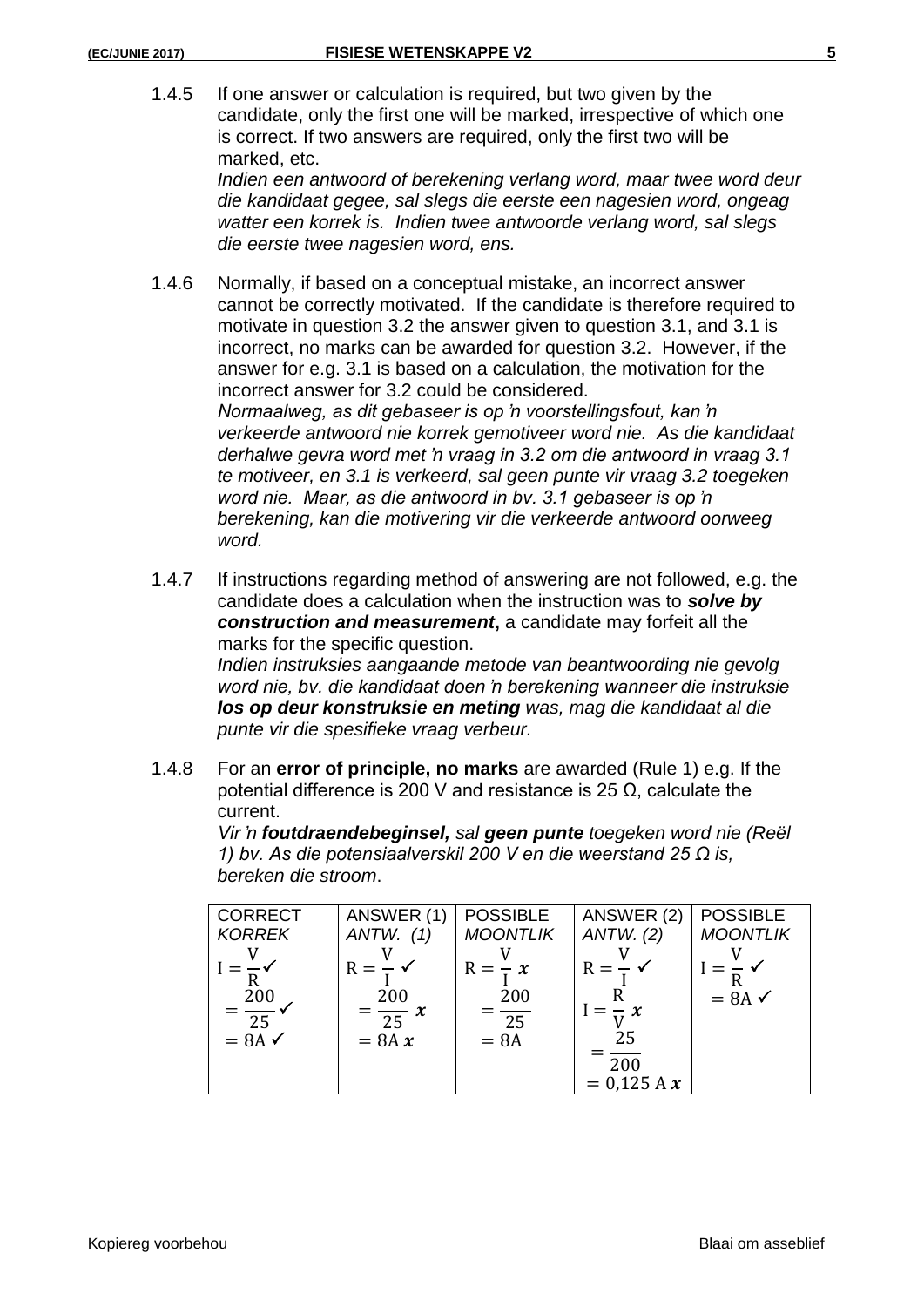1.4.5 If one answer or calculation is required, but two given by the candidate, only the first one will be marked, irrespective of which one is correct. If two answers are required, only the first two will be marked, etc.
*Indien een antwoord of berekening verlang word, maar twee word deur die kandidaat gegee, sal slegs die eerste een nagesien word, ongeag watter een korrek is. Indien twee antwoorde verlang word, sal slegs die eerste twee nagesien word, ens.*

1.4.6 Normally, if based on a conceptual mistake, an incorrect answer cannot be correctly motivated. If the candidate is therefore required to motivate in question 3.2 the answer given to question 3.1, and 3.1 is incorrect, no marks can be awarded for question 3.2. However, if the answer for e.g. 3.1 is based on a calculation, the motivation for the incorrect answer for 3.2 could be considered.
*Normaalweg, as dit gebaseer is op 'n voorstellingsfout, kan 'n verkeerde antwoord nie korrek gemotiveer word nie. As die kandidaat derhalwe gevra word met 'n vraag in 3.2 om die antwoord in vraag 3.1 te motiveer, en 3.1 is verkeerd, sal geen punte vir vraag 3.2 toegeken word nie. Maar, as die antwoord in bv. 3.1 gebaseer is op 'n berekening, kan die motivering vir die verkeerde antwoord oorweeg word.*

1.4.7 If instructions regarding method of answering are not followed, e.g. the candidate does a calculation when the instruction was to ***solve by construction and measurement***, a candidate may forfeit all the marks for the specific question.
*Indien instruksies aangaande metode van beantwoording nie gevolg word nie, bv. die kandidaat doen 'n berekening wanneer die instruksie **los op deur konstruksie en meting** was, mag die kandidaat al die punte vir die spesifieke vraag verbeur.*

1.4.8 For an **error of principle, no marks** are awarded (Rule 1) e.g. If the potential difference is 200 V and resistance is 25 Ω, calculate the current.
*Vir 'n **foutdraendebeginsel,** sal **geen punte** toegeken word nie (Reël 1) bv. As die potensiaalverskil 200 V en die weerstand 25 Ω is, bereken die stroom*.

| CORRECT *KORREK* | ANSWER (1) *ANTW. (1)* | POSSIBLE *MOONTLIK* | ANSWER (2) *ANTW. (2)* | POSSIBLE *MOONTLIK* |
|---|---|---|---|---|
| $I = \frac{V}{R}$ ✓ <br> $= \frac{200}{25}$ ✓ <br> $= 8A$ ✓ | $R = \frac{V}{I}$ ✓ <br> $= \frac{200}{25}$ ✗ <br> $= 8A$ ✗ | $R = \frac{V}{I}$ ✗ <br> $= \frac{200}{25}$ <br> $= 8A$ | $R = \frac{V}{I}$ ✓ <br> $I = \frac{R}{V}$ ✗ <br> $= \frac{25}{200}$ <br> $= 0{,}125\ A$ ✗ | $I = \frac{V}{R}$ ✓ <br> $= 8A$ ✓ |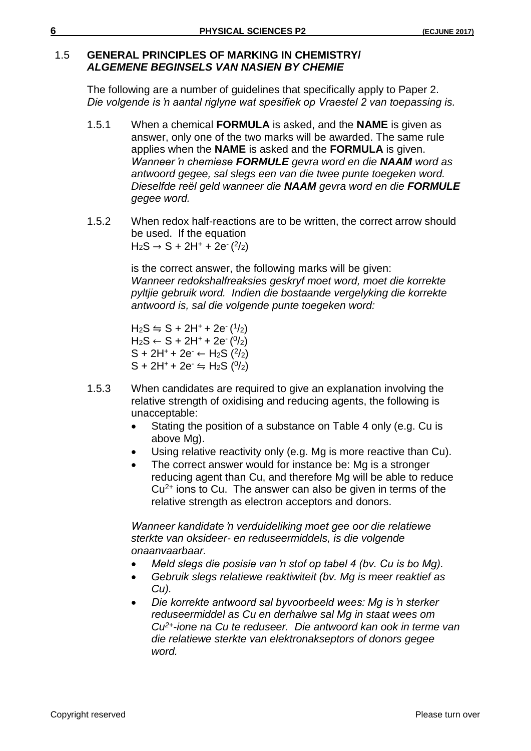## 1.5 GENERAL PRINCIPLES OF MARKING IN CHEMISTRY/ *ALGEMENE BEGINSELS VAN NASIEN BY CHEMIE*

The following are a number of guidelines that specifically apply to Paper 2.
*Die volgende is 'n aantal riglyne wat spesifiek op Vraestel 2 van toepassing is.*

1.5.1 When a chemical **FORMULA** is asked, and the **NAME** is given as answer, only one of the two marks will be awarded. The same rule applies when the **NAME** is asked and the **FORMULA** is given.
*Wanneer 'n chemiese **FORMULE** gevra word en die **NAAM** word as antwoord gegee, sal slegs een van die twee punte toegeken word. Dieselfde reël geld wanneer die **NAAM** gevra word en die **FORMULE** gegee word.*

1.5.2 When redox half-reactions are to be written, the correct arrow should be used. If the equation
$H_2S \rightarrow S + 2H^+ + 2e^-$ ($^2/_2$)

is the correct answer, the following marks will be given:
*Wanneer redokshalfreaksies geskryf moet word, moet die korrekte pyltjie gebruik word. Indien die bostaande vergelyking die korrekte antwoord is, sal die volgende punte toegeken word:*

$H_2S \leftrightharpoons S + 2H^+ + 2e^-$ ($^1/_2$)
$H_2S \leftarrow S + 2H^+ + 2e^-$ ($^0/_2$)
$S + 2H^+ + 2e^- \leftarrow H_2S$ ($^2/_2$)
$S + 2H^+ + 2e^- \leftrightharpoons H_2S$ ($^0/_2$)

1.5.3 When candidates are required to give an explanation involving the relative strength of oxidising and reducing agents, the following is unacceptable:

- Stating the position of a substance on Table 4 only (e.g. Cu is above Mg).
- Using relative reactivity only (e.g. Mg is more reactive than Cu).
- The correct answer would for instance be: Mg is a stronger reducing agent than Cu, and therefore Mg will be able to reduce $Cu^{2+}$ ions to Cu. The answer can also be given in terms of the relative strength as electron acceptors and donors.

*Wanneer kandidate 'n verduideliking moet gee oor die relatiewe sterkte van oksideer- en reduseermiddels, is die volgende onaanvaarbaar.*

- *Meld slegs die posisie van 'n stof op tabel 4 (bv. Cu is bo Mg).*
- *Gebruik slegs relatiewe reaktiwiteit (bv. Mg is meer reaktief as Cu).*
- *Die korrekte antwoord sal byvoorbeeld wees: Mg is 'n sterker reduseermiddel as Cu en derhalwe sal Mg in staat wees om $Cu^{2+}$-ione na Cu te reduseer. Die antwoord kan ook in terme van die relatiewe sterkte van elektronakseptors of donors gegee word.*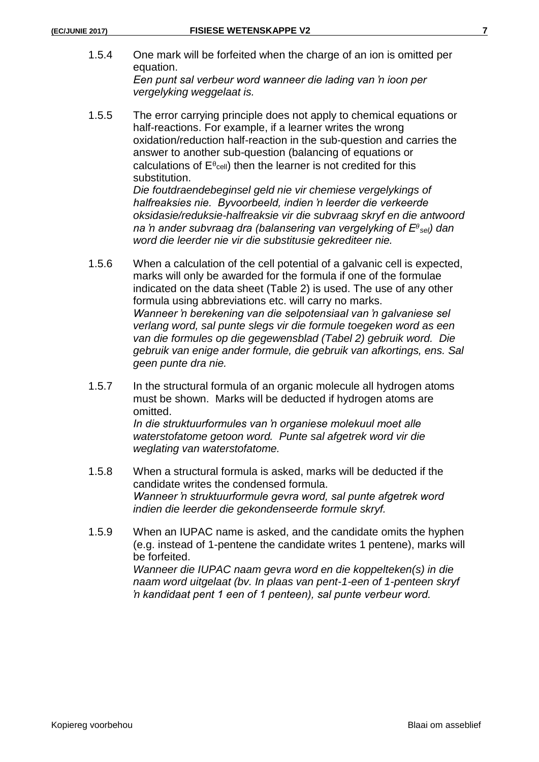1.5.4 One mark will be forfeited when the charge of an ion is omitted per equation.
*Een punt sal verbeur word wanneer die lading van ŉ ioon per vergelyking weggelaat is.*

1.5.5 The error carrying principle does not apply to chemical equations or half-reactions. For example, if a learner writes the wrong oxidation/reduction half-reaction in the sub-question and carries the answer to another sub-question (balancing of equations or calculations of $E^{\theta}_{cell}$) then the learner is not credited for this substitution.
*Die foutdraendebeginsel geld nie vir chemiese vergelykings of halfreaksies nie. Byvoorbeeld, indien ŉ leerder die verkeerde oksidasie/reduksie-halfreaksie vir die subvraag skryf en die antwoord na ŉ ander subvraag dra (balansering van vergelyking of $E^{\theta}_{sel}$) dan word die leerder nie vir die substitusie gekrediteer nie.*

1.5.6 When a calculation of the cell potential of a galvanic cell is expected, marks will only be awarded for the formula if one of the formulae indicated on the data sheet (Table 2) is used. The use of any other formula using abbreviations etc. will carry no marks.
*Wanneer ŉ berekening van die selpotensiaal van ŉ galvaniese sel verlang word, sal punte slegs vir die formule toegeken word as een van die formules op die gegewensblad (Tabel 2) gebruik word. Die gebruik van enige ander formule, die gebruik van afkortings, ens. Sal geen punte dra nie.*

1.5.7 In the structural formula of an organic molecule all hydrogen atoms must be shown. Marks will be deducted if hydrogen atoms are omitted.
*In die struktuurformules van ŉ organiese molekuul moet alle waterstofatome getoon word. Punte sal afgetrek word vir die weglating van waterstofatome.*

1.5.8 When a structural formula is asked, marks will be deducted if the candidate writes the condensed formula.
*Wanneer ŉ struktuurformule gevra word, sal punte afgetrek word indien die leerder die gekondenseerde formule skryf.*

1.5.9 When an IUPAC name is asked, and the candidate omits the hyphen (e.g. instead of 1-pentene the candidate writes 1 pentene), marks will be forfeited.
*Wanneer die IUPAC naam gevra word en die koppelteken(s) in die naam word uitgelaat (bv. In plaas van pent-1-een of 1-penteen skryf ŉ kandidaat pent 1 een of 1 penteen), sal punte verbeur word.*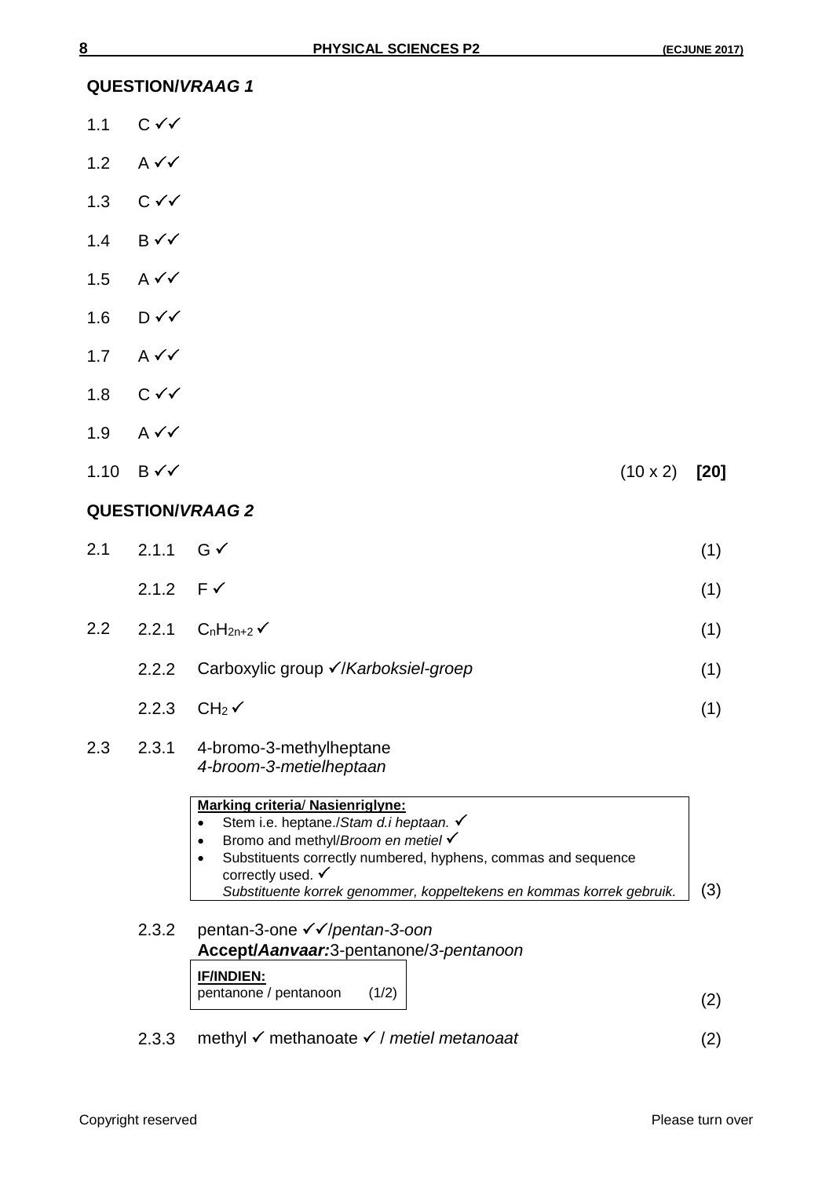## QUESTION/*VRAAG* 1

1.1 C ✓✓

1.2 A ✓✓

1.3 C ✓✓

1.4 B ✓✓

1.5 A ✓✓

1.6 D ✓✓

1.7 A ✓✓

1.8 C ✓✓

1.9 A ✓✓

1.10 B ✓✓ (10 x 2) **[20]**

## QUESTION/*VRAAG* 2

2.1 2.1.1 G ✓ (1)

2.1.2 F ✓ (1)

2.2 2.2.1 $C_nH_{2n+2}$ ✓ (1)

2.2.2 Carboxylic group ✓/*Karboksiel-groep* (1)

2.2.3 $CH_2$ ✓ (1)

2.3 2.3.1 4-bromo-3-methylheptane
*4-broom-3-metielheptaan*

**Marking criteria/ Nasienriglyne:**
- Stem i.e. heptane./*Stam d.i heptaan.* ✓
- Bromo and methyl/*Broom en metiel* ✓
- Substituents correctly numbered, hyphens, commas and sequence correctly used. ✓
  *Substituente korrek genommer, koppeltekens en kommas korrek gebruik.*

(3)

2.3.2 pentan-3-one ✓✓/*pentan-3-oon*
**Accept/*Aanvaar:*** 3-pentanone/*3-pentanoon*

**IF/INDIEN:**
pentanone / pentanoon (1/2)

(2)

2.3.3 methyl ✓ methanoate ✓ / *metiel metanoaat* (2)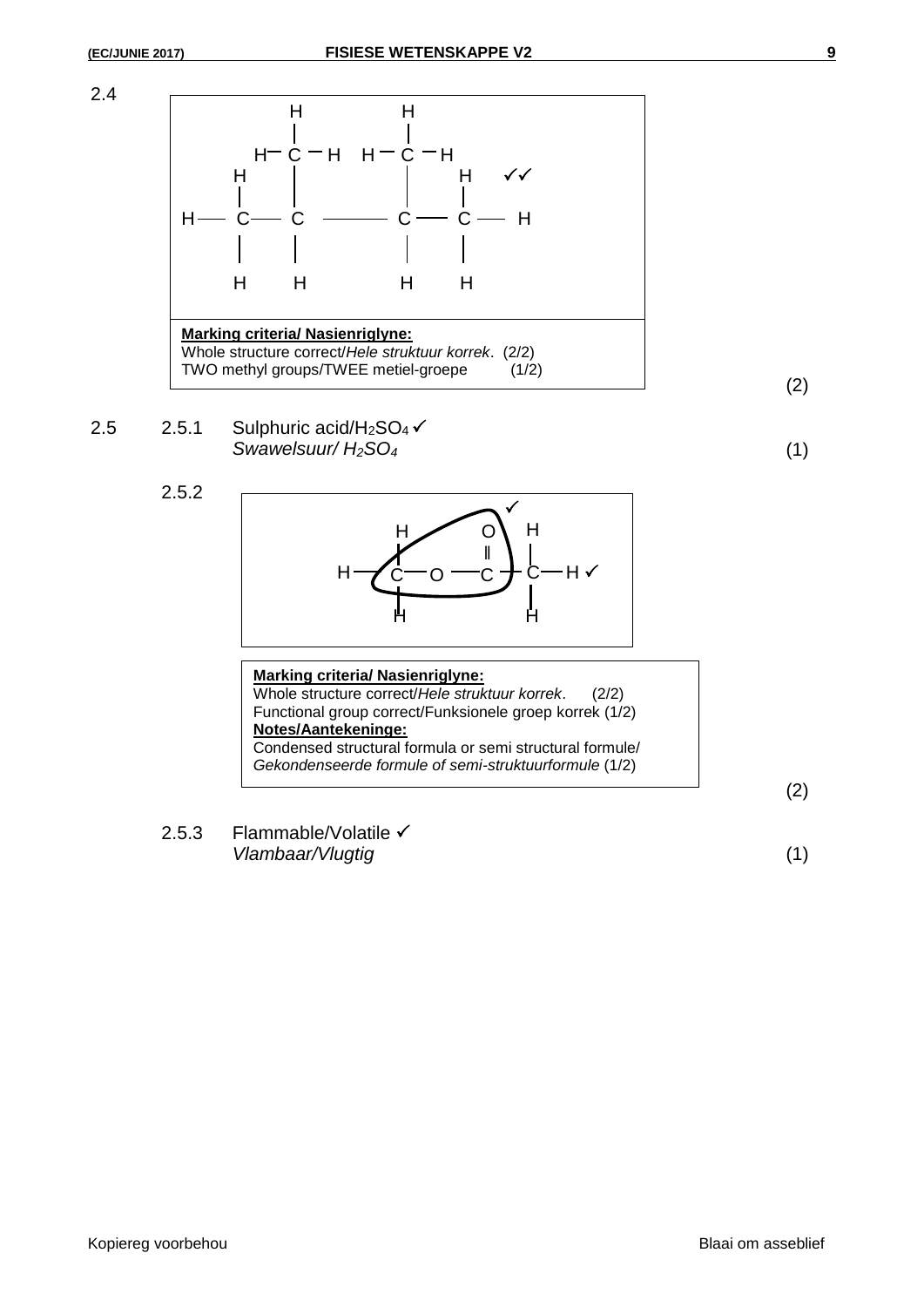2.4

```
          H         H
          |         |
       H— C — H  H— C — H
    H     |         |     H    ✓✓
    |     |         |     |
H — C  —  C ——————— C  —  C — H
    |     |         |     |
    H     H         H     H
```

**Marking criteria/ Nasienriglyne:**
Whole structure correct/*Hele struktuur korrek*. (2/2)
TWO methyl groups/TWEE metiel-groepe (1/2)

(2)

2.5 2.5.1 Sulphuric acid/$H_2SO_4$ ✓
*Swawelsuur/ $H_2SO_4$* (1)

2.5.2

```
                        ✓
     H          O      H
     |          ‖      |
H —  C  —  O  — C   —  C — H ✓
     |                 |
     H                 H
```

**Marking criteria/ Nasienriglyne:**
Whole structure correct/*Hele struktuur korrek*. (2/2)
Functional group correct/Funksionele groep korrek (1/2)
**Notes/Aantekeninge:**
Condensed structural formula or semi structural formule/
*Gekondenseerde formule of semi-struktuurformule* (1/2)

(2)

2.5.3 Flammable/Volatile ✓
*Vlambaar/Vlugtig* (1)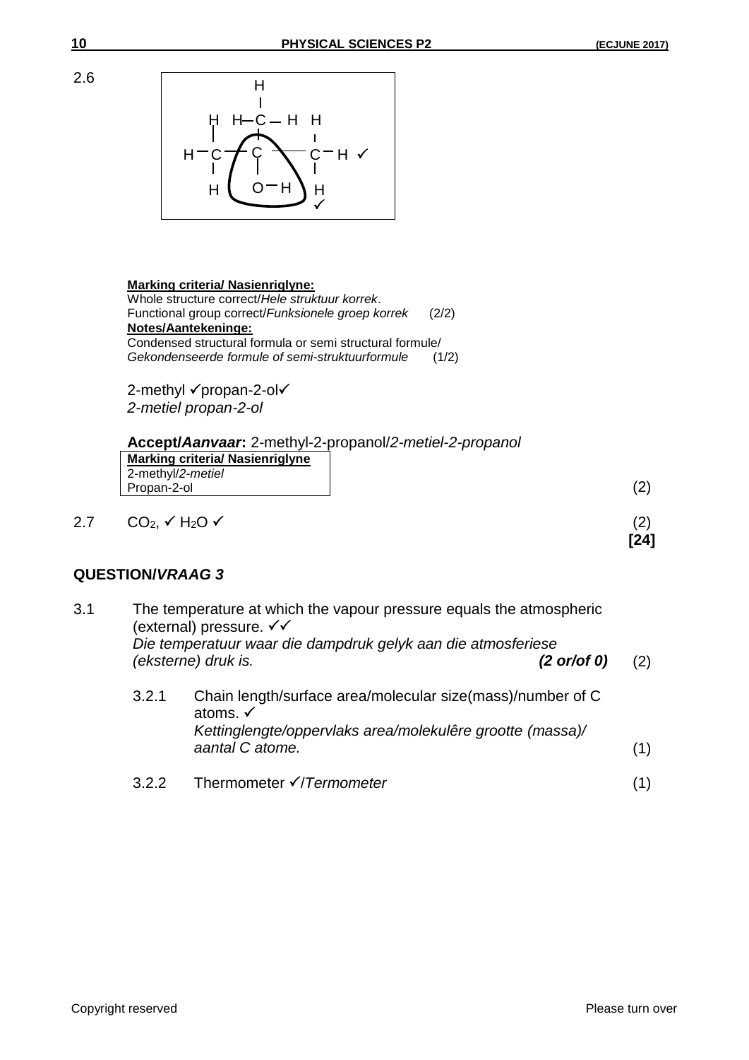2.6

```
        H
        |
  H  H—C—H  H
  |     |    |
H—C——C——C—H ✓
  |     |    |
  H    O—H   H
             ✓
```

**Marking criteria/ Nasienriglyne:**
Whole structure correct/*Hele struktuur korrek*.
Functional group correct/*Funksionele groep korrek* (2/2)
**Notes/Aantekeninge:**
Condensed structural formula or semi structural formule/
*Gekondenseerde formule of semi-struktuurformule* (1/2)

2-methyl ✓propan-2-ol✓
*2-metiel propan-2-ol*

**Accept/*Aanvaar*:** 2-methyl-2-propanol/*2-metiel-2-propanol*

| **Marking criteria/ Nasienriglyne** |
|---|
| 2-methyl/*2-metiel* |
| Propan-2-ol |

(2)

2.7 $CO_2$, ✓ $H_2O$ ✓ (2)
**[24]**

## QUESTION/*VRAAG 3*

3.1 The temperature at which the vapour pressure equals the atmospheric (external) pressure. ✓✓
*Die temperatuur waar die dampdruk gelyk aan die atmosferiese (eksterne) druk is.* ***(2 or/of 0)*** (2)

3.2.1 Chain length/surface area/molecular size(mass)/number of C atoms. ✓
*Kettinglengte/oppervlaks area/molekulêre grootte (massa)/ aantal C atome.* (1)

3.2.2 Thermometer ✓/*Termometer* (1)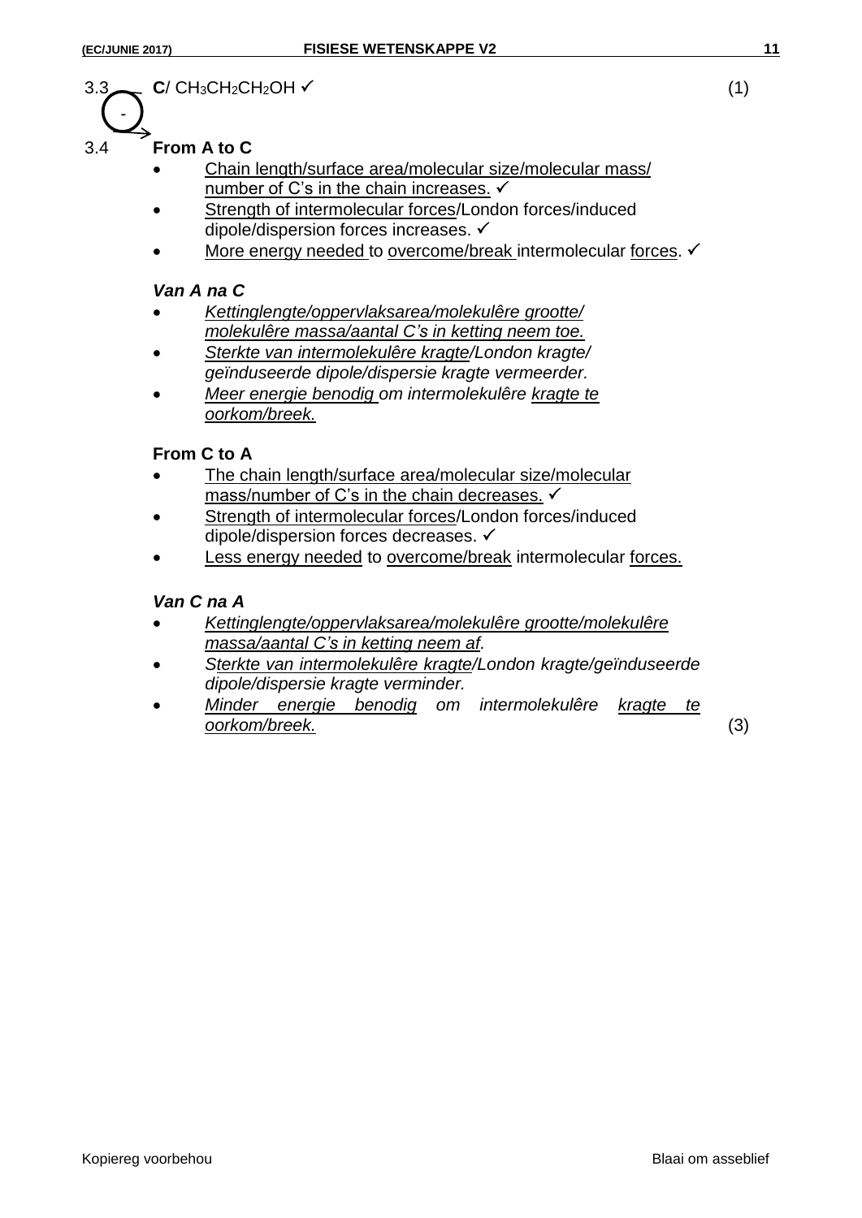3.3 **C**/ $CH_3CH_2CH_2OH$ ✓ (1)

3.4 **From A to C**

- <u>Chain length/surface area/molecular size/molecular mass/ number of C's in the chain increases.</u> ✓
- <u>Strength of intermolecular forces</u>/London forces/induced dipole/dispersion forces increases. ✓
- <u>More energy needed</u> to <u>overcome/break</u> intermolecular <u>forces</u>. ✓

***Van A na C***

- *<u>Kettinglengte/oppervlaksarea/molekulêre grootte/ molekulêre massa/aantal C's in ketting neem toe.</u>*
- *<u>Sterkte van intermolekulêre kragte</u>/London kragte/ geïnduseerde dipole/dispersie kragte vermeerder.*
- *<u>Meer energie benodig</u> om intermolekulêre <u>kragte te oorkom/breek.</u>*

**From C to A**

- <u>The chain length/surface area/molecular size/molecular mass/number of C's in the chain decreases.</u> ✓
- <u>Strength of intermolecular forces</u>/London forces/induced dipole/dispersion forces decreases. ✓
- <u>Less energy needed</u> to <u>overcome/break</u> intermolecular <u>forces.</u>

***Van C na A***

- *<u>Kettinglengte/oppervlaksarea/molekulêre grootte/molekulêre massa/aantal C's in ketting neem af</u>.*
- *<u>Sterkte van intermolekulêre kragte</u>/London kragte/geïnduseerde dipole/dispersie kragte verminder.*
- *<u>Minder energie benodig</u> om intermolekulêre <u>kragte te oorkom/breek.</u>* (3)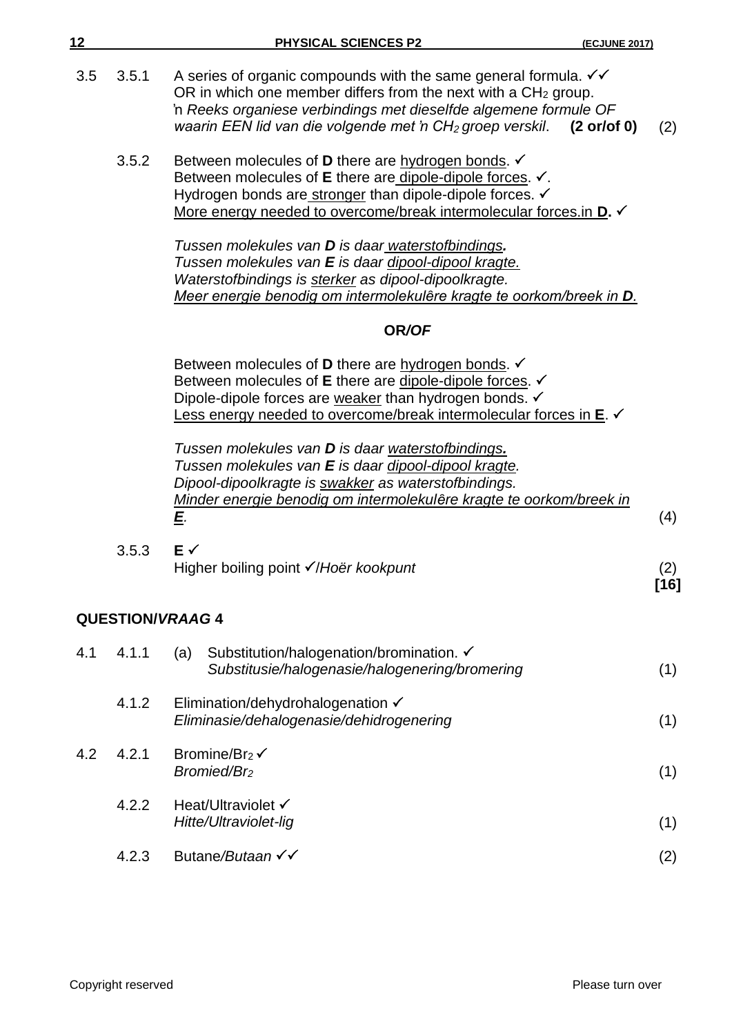3.5 3.5.1 A series of organic compounds with the same general formula. ✓✓
OR in which one member differs from the next with a $CH_2$ group.
*'n Reeks organiese verbindings met dieselfde algemene formule OF waarin EEN lid van die volgende met 'n $CH_2$ groep verskil*. **(2 or/of 0)** (2)

3.5.2 Between molecules of **D** there are <u>hydrogen bonds</u>. ✓
Between molecules of **E** there are <u>dipole-dipole forces</u>. ✓.
Hydrogen bonds are <u>stronger</u> than dipole-dipole forces. ✓
<u>More energy needed to overcome/break intermolecular forces.in **D**.</u> ✓

*Tussen molekules van **D** is daar <u>waterstofbindings</u>.*
*Tussen molekules van **E** is daar <u>dipool-dipool kragte.</u>*
*Waterstofbindings is <u>sterker</u> as dipool-dipoolkragte.*
*<u>Meer energie benodig om intermolekulêre kragte te oorkom/breek in **D**.</u>*

**OR/*OF***

Between molecules of **D** there are <u>hydrogen bonds</u>. ✓
Between molecules of **E** there are <u>dipole-dipole forces</u>. ✓
Dipole-dipole forces are <u>weaker</u> than hydrogen bonds. ✓
<u>Less energy needed to overcome/break intermolecular forces in **E**</u>. ✓

*Tussen molekules van **D** is daar <u>waterstofbindings</u>.*
*Tussen molekules van **E** is daar <u>dipool-dipool kragte</u>.*
*Dipool-dipoolkragte is <u>swakker</u> as waterstofbindings.*
*<u>Minder energie benodig om intermolekulêre kragte te oorkom/breek in **E**</u>.* (4)

3.5.3 **E** ✓
Higher boiling point ✓/*Hoër kookpunt* (2)
**[16]**

## QUESTION/*VRAAG* 4

4.1 4.1.1 (a) Substitution/halogenation/bromination. ✓
*Substitusie/halogenasie/halogenering/bromering* (1)

4.1.2 Elimination/dehydrohalogenation ✓
*Eliminasie/dehalogenasie/dehidrogenering* (1)

4.2 4.2.1 Bromine/$Br_2$ ✓
*Bromied/$Br_2$* (1)

4.2.2 Heat/Ultraviolet ✓
*Hitte/Ultraviolet-lig* (1)

4.2.3 Butane/*Butaan* ✓✓ (2)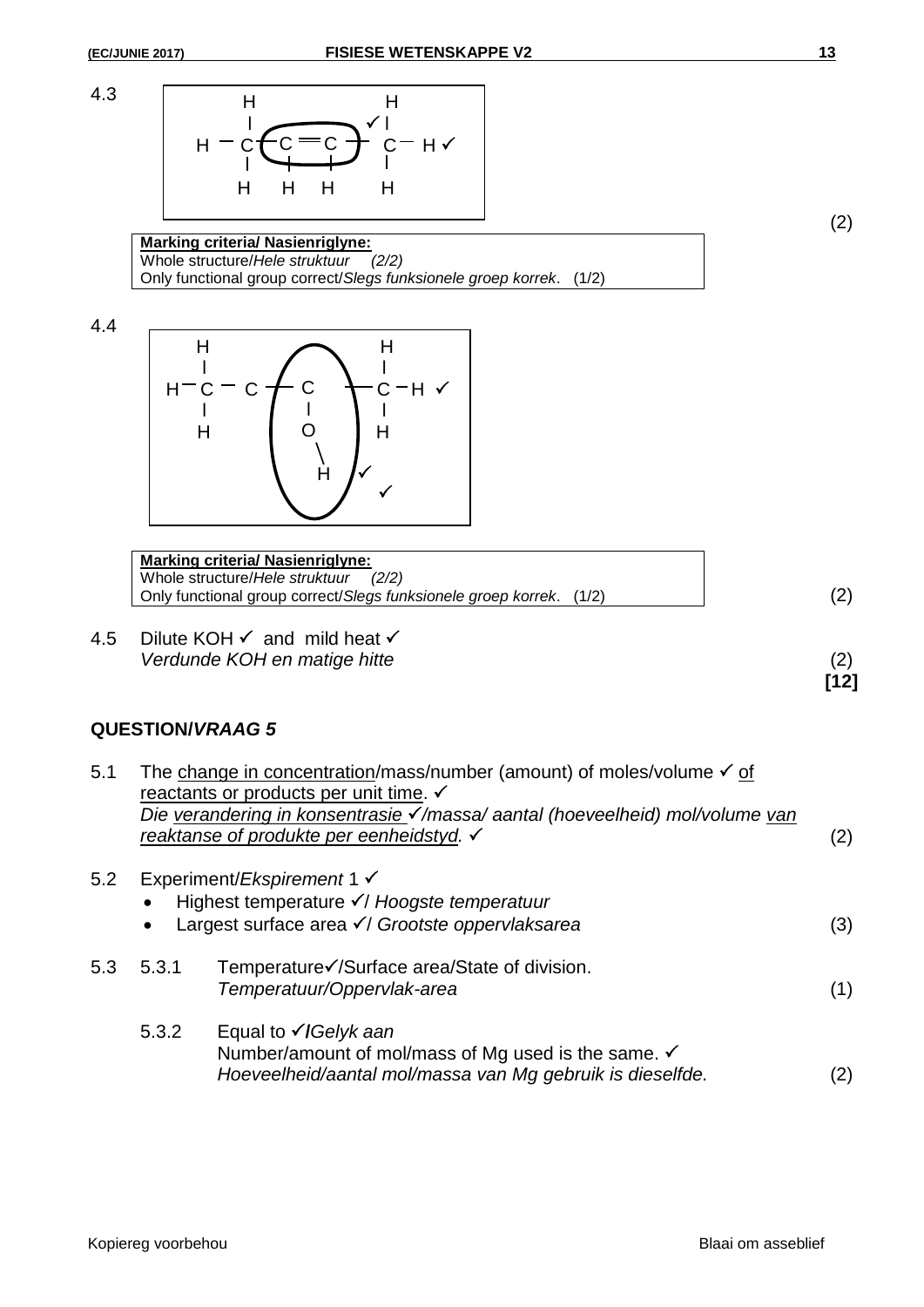4.3

```
H           H
|          ✓|
H — C (C ═ C) C — H ✓
|    |   |   |
H    H   H   H
```

(2)

**Marking criteria/ Nasienriglyne:**
Whole structure/*Hele struktuur* *(2/2)*
Only functional group correct/*Slegs funksionele groep korrek*. (1/2)

4.4

```
   H           H
   |           |
H— C — C  (C)  C — H ✓
   |       |   |
   H       O   H
            \
             H  ✓
                  ✓
```

**Marking criteria/ Nasienriglyne:**
Whole structure/*Hele struktuur* *(2/2)*
Only functional group correct/*Slegs funksionele groep korrek*. (1/2)

(2)

4.5 Dilute KOH ✓ and mild heat ✓
*Verdunde KOH en matige hitte* (2)
**[12]**

## QUESTION/*VRAAG* 5

5.1 The change in concentration/mass/number (amount) of moles/volume ✓ of reactants or products per unit time. ✓
*Die verandering in konsentrasie ✓/massa/ aantal (hoeveelheid) mol/volume van reaktanse of produkte per eenheidstyd.* ✓ (2)

5.2 Experiment/*Eksperiment* 1 ✓
- Highest temperature ✓/ *Hoogste temperatuur*
- Largest surface area ✓/ *Grootste oppervlaksarea* (3)

5.3 5.3.1 Temperature✓/Surface area/State of division.
*Temperatuur/Oppervlak-area* (1)

5.3.2 Equal to ✓/*Gelyk aan*
Number/amount of mol/mass of Mg used is the same. ✓
*Hoeveelheid/aantal mol/massa van Mg gebruik is dieselfde.* (2)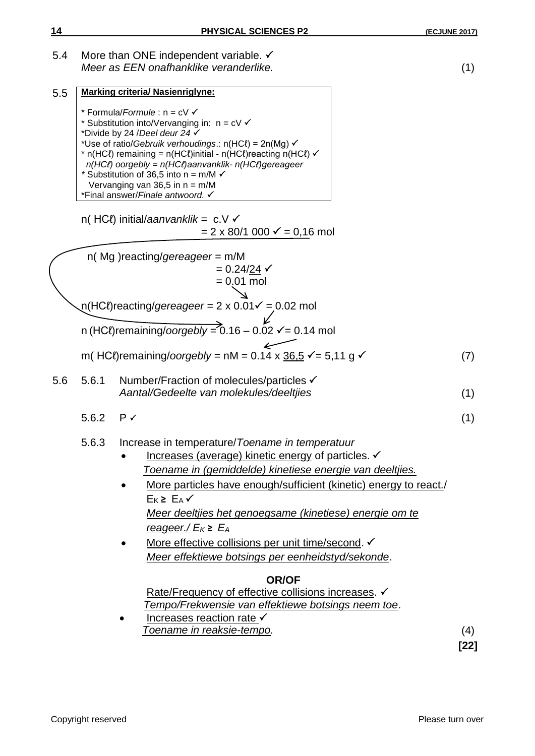5.4 More than ONE independent variable. ✓
*Meer as EEN onafhanklike veranderlike.* (1)

5.5

> **Marking criteria/ Nasienriglyne:**
>
> * Formula/*Formule* : n = cV ✓
> * Substitution into/Vervanging in: n = cV ✓
> *Divide by 24 /*Deel deur 24* ✓
> *Use of ratio/*Gebruik verhoudings*.: n(HCℓ) = 2n(Mg) ✓
> * n(HCℓ) remaining = n(HCℓ)initial - n(HCℓ)reacting n(HCℓ) ✓
>   *n(HCℓ) oorgebly = n(HCℓ)aanvanklik- n(HCℓ)gereageer*
> * Substitution of 36,5 into n = m/M ✓
>   Vervanging van 36,5 in n = m/M
> *Final answer/*Finale antwoord.* ✓

n( HCℓ) initial/*aanvanklik* = c.V ✓
= 2 x 80/1 000 ✓ = 0,16 mol

n( Mg )reacting/*gereageer* = m/M
= 0.24/24 ✓
= 0.01 mol

n(HCℓ)reacting/*gereageer* = 2 x 0.01✓ = 0.02 mol

n (HCℓ)remaining/*oorgebly* = 0.16 – 0.02 ✓= 0.14 mol

m( HCℓ)remaining/*oorgebly* = nM = 0.14 x 36,5 ✓= 5,11 g ✓ (7)

5.6 5.6.1 Number/Fraction of molecules/particles ✓
*Aantal/Gedeelte van molekules/deeltjies* (1)

5.6.2 P ✓ (1)

5.6.3 Increase in temperature/*Toename in temperatuur*

- Increases (average) kinetic energy of particles. ✓
  *Toename in (gemiddelde) kinetiese energie van deeltjies.*
- More particles have enough/sufficient (kinetic) energy to react./ $E_K \geq E_A$ ✓
  *Meer deeltjies het genoegsame (kinetiese) energie om te reageer./* $E_K \geq E_A$
- More effective collisions per unit time/second. ✓
  *Meer effektiewe botsings per eenheidstyd/sekonde*.

**OR/OF**

Rate/Frequency of effective collisions increases. ✓
*Tempo/Frekwensie van effektiewe botsings neem toe*.

- Increases reaction rate ✓
  *Toename in reaksie-tempo.* (4)

**[22]**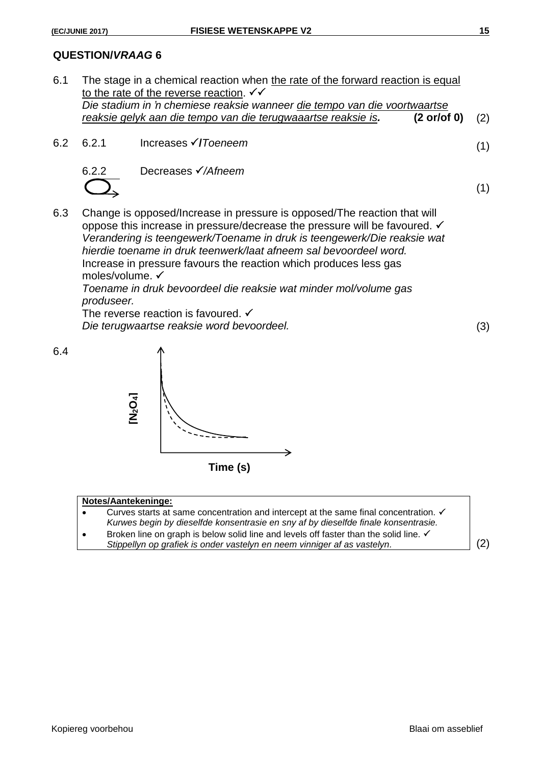## QUESTION/*VRAAG* 6

6.1 The stage in a chemical reaction when <u>the rate of the forward reaction is equal to the rate of the reverse reaction</u>. ✓✓
*Die stadium in 'n chemiese reaksie wanneer <u>die tempo van die voortwaartse reaksie gelyk aan die tempo van die terugwaaartse reaksie is</u>.* **(2 or/of 0)** (2)

6.2 6.2.1 Increases ✓/*Toeneem* (1)

6.2.2 Decreases ✓/*Afneem* (1)

6.3 Change is opposed/Increase in pressure is opposed/The reaction that will oppose this increase in pressure/decrease the pressure will be favoured. ✓
*Verandering is teengewerk/Toename in druk is teengewerk/Die reaksie wat hierdie toename in druk teenwerk/laat afneem sal bevoordeel word.*
Increase in pressure favours the reaction which produces less gas moles/volume. ✓
*Toename in druk bevoordeel die reaksie wat minder mol/volume gas produseer.*
The reverse reaction is favoured. ✓
*Die terugwaartse reaksie word bevoordeel.* (3)

6.4

[Graph: $[N_2O_4]$ versus Time (s) — solid curve and broken curve both decreasing from the same starting concentration and levelling off at the same final concentration; broken line below solid line, levelling off faster.]

**Notes/Aantekeninge:**

- Curves starts at same concentration and intercept at the same final concentration. ✓
  *Kurwes begin by dieselfde konsentrasie en sny af by dieselfde finale konsentrasie.*
- Broken line on graph is below solid line and levels off faster than the solid line. ✓
  *Stippellyn op grafiek is onder vastelyn en neem vinniger af as vastelyn.*

(2)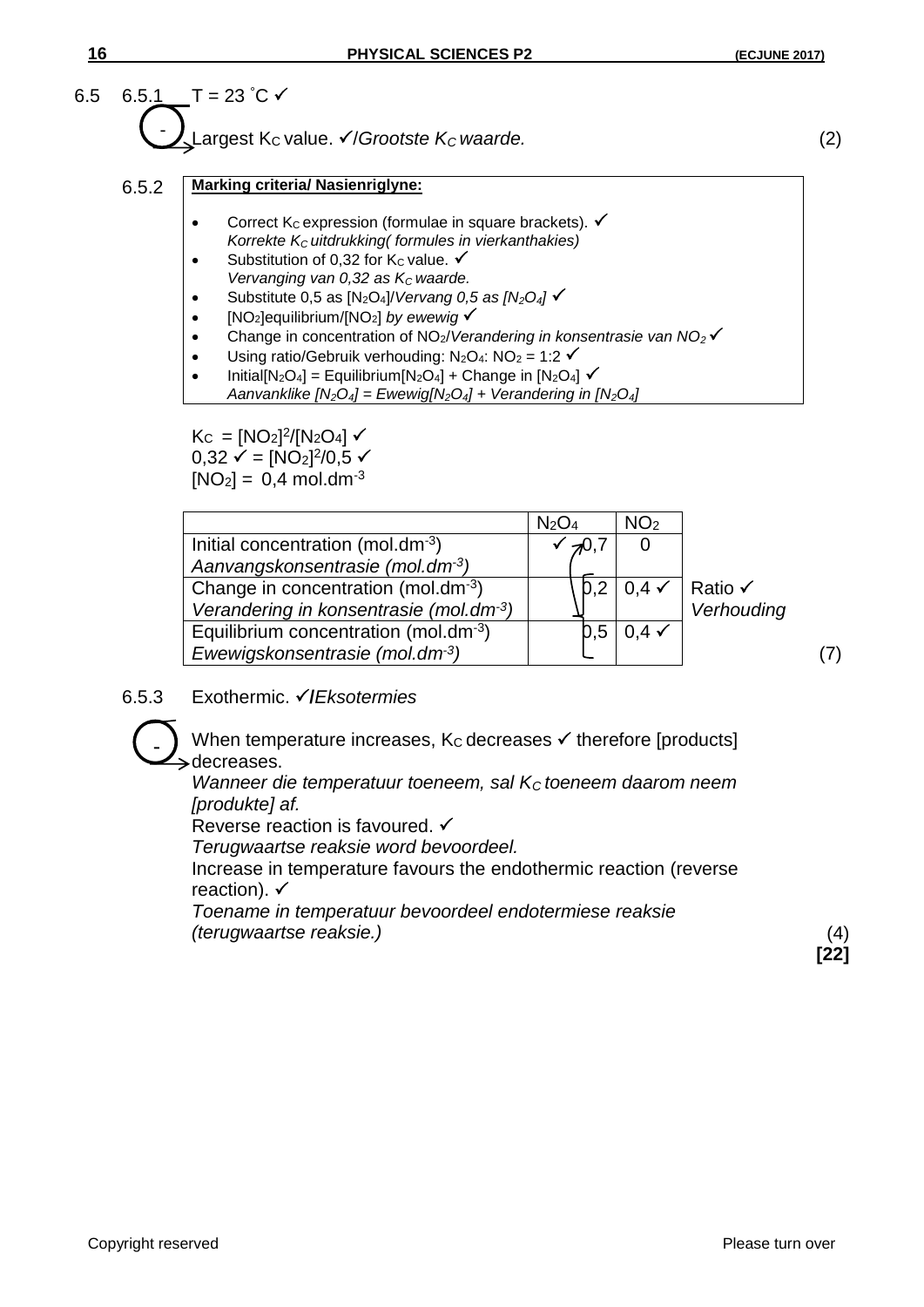6.5 6.5.1 T = 23 ˚C ✓

- Largest $K_C$ value. ✓/*Grootste $K_C$ waarde.* (2)

6.5.2

**Marking criteria/ Nasienriglyne:**

- Correct $K_C$ expression (formulae in square brackets). ✓
  *Korrekte $K_C$ uitdrukking( formules in vierkanthakies)*
- Substitution of 0,32 for $K_C$ value. ✓
  *Vervanging van 0,32 as $K_C$ waarde.*
- Substitute 0,5 as $[N_2O_4]$/*Vervang 0,5 as $[N_2O_4]$* ✓
- $[NO_2]$equilibrium/$[NO_2]$ *by ewewig* ✓
- Change in concentration of $NO_2$/*Verandering in konsentrasie van $NO_2$* ✓
- Using ratio/Gebruik verhouding: $N_2O_4$: $NO_2$ = 1:2 ✓
- Initial$[N_2O_4]$ = Equilibrium$[N_2O_4]$ + Change in $[N_2O_4]$ ✓
  *Aanvanklike $[N_2O_4]$ = Ewewig$[N_2O_4]$ + Verandering in $[N_2O_4]$*

$K_C = [NO_2]^2/[N_2O_4]$ ✓
0,32 ✓ = $[NO_2]^2$/0,5 ✓
$[NO_2]$ = 0,4 mol.dm$^{-3}$

| | $N_2O_4$ | $NO_2$ | |
|---|---|---|---|
| Initial concentration (mol.dm$^{-3}$) *Aanvangskonsentrasie (mol.dm$^{-3}$)* | ✓ 0,7 | 0 | |
| Change in concentration (mol.dm$^{-3}$) *Verandering in konsentrasie (mol.dm$^{-3}$)* | 0,2 | 0,4 ✓ | Ratio ✓ *Verhouding* |
| Equilibrium concentration (mol.dm$^{-3}$) *Ewewigskonsentrasie (mol.dm$^{-3}$)* | 0,5 | 0,4 ✓ | |

(7)

6.5.3 Exothermic. ✓/*Eksotermies*

- When temperature increases, $K_C$ decreases ✓ therefore [products] decreases.
*Wanneer die temperatuur toeneem, sal $K_C$ toeneem daarom neem [produkte] af.*
Reverse reaction is favoured. ✓
*Terugwaartse reaksie word bevoordeel.*
Increase in temperature favours the endothermic reaction (reverse reaction). ✓
*Toename in temperatuur bevoordeel endotermiese reaksie (terugwaartse reaksie.)* (4)

**[22]**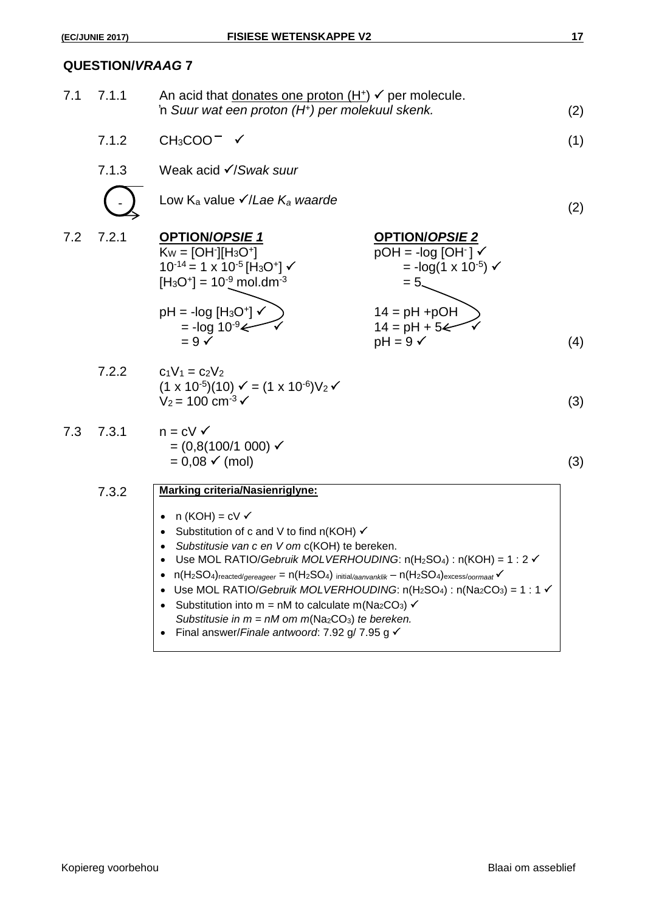## QUESTION/*VRAAG* 7

**7.1**

**7.1.1** An acid that <u>donates one proton ($H^+$)</u> ✓ per molecule.
'n *Suur wat een proton ($H^+$) per molekuul skenk.* (2)

**7.1.2** $CH_3COO^-$ ✓ (1)

**7.1.3** Weak acid ✓/*Swak suur*

Low $K_a$ value ✓/*Lae $K_a$ waarde* (2)

**7.2**

**7.2.1**

**OPTION/*OPSIE 1***

$K_W = [OH^-][H_3O^+]$

$10^{-14} = 1 \times 10^{-5}[H_3O^+]$ ✓

$[H_3O^+] = 10^{-9}$ mol.dm$^{-3}$

$pH = -\log[H_3O^+]$ ✓

$= -\log 10^{-9}$ ✓

$= 9$ ✓

**OPTION/*OPSIE 2***

$pOH = -\log[OH^-]$ ✓

$= -\log(1 \times 10^{-5})$ ✓

$= 5$

$14 = pH + pOH$

$14 = pH + 5$ ✓

$pH = 9$ ✓ (4)

**7.2.2**

$c_1V_1 = c_2V_2$

$(1 \times 10^{-5})(10)$ ✓ $= (1 \times 10^{-6})V_2$ ✓

$V_2 = 100$ cm$^{-3}$ ✓ (3)

**7.3**

**7.3.1**

$n = cV$ ✓

$= (0{,}8(100/1\,000)$ ✓

$= 0{,}08$ ✓ (mol) (3)

**7.3.2**

**Marking criteria/Nasienriglyne:**

- n (KOH) = cV ✓
- Substitution of c and V to find n(KOH) ✓
- *Substitusie van c en V om* c(KOH) te bereken.
- Use MOL RATIO/*Gebruik MOLVERHOUDING*: $n(H_2SO_4) : n(KOH) = 1 : 2$ ✓
- $n(H_2SO_4)_{reacted/gereageer} = n(H_2SO_4)_{initial/aanvanklik} - n(H_2SO_4)_{excess/oormaat}$ ✓
- Use MOL RATIO/*Gebruik MOLVERHOUDING*: $n(H_2SO_4) : n(Na_2CO_3) = 1 : 1$ ✓
- Substitution into m = nM to calculate $m(Na_2CO_3)$ ✓
  *Substitusie in m = nM om m*$(Na_2CO_3)$ *te bereken.*
- Final answer/*Finale antwoord*: 7.92 g/ 7.95 g ✓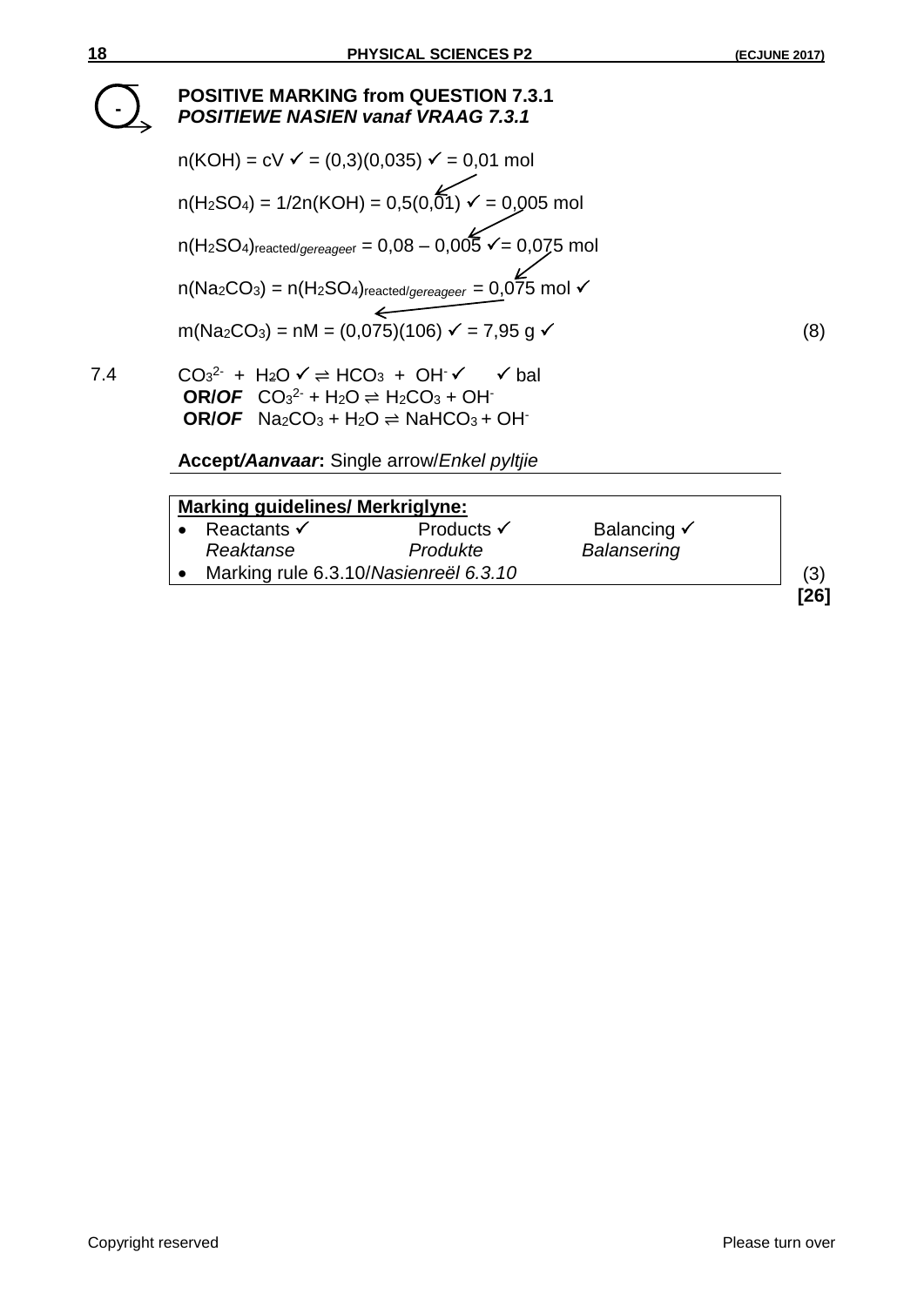**POSITIVE MARKING from QUESTION 7.3.1**
***POSITIEWE NASIEN vanaf VRAAG 7.3.1***

n(KOH) = cV ✓ = (0,3)(0,035) ✓ = 0,01 mol

$n(H_2SO_4)$ = 1/2n(KOH) = 0,5(0,01) ✓ = 0,005 mol

$n(H_2SO_4)_{reacted/gereageer}$ = 0,08 – 0,005 ✓= 0,075 mol

$n(Na_2CO_3) = n(H_2SO_4)_{reacted/gereageer}$ = 0,075 mol ✓

$m(Na_2CO_3)$ = nM = (0,075)(106) ✓ = 7,95 g ✓ (8)

7.4 $CO_3^{2-}$ + $H_2O$ ✓ ⇌ $HCO_3$ + $OH^-$ ✓ ✓ bal
**OR/*OF*** $CO_3^{2-} + H_2O \rightleftharpoons H_2CO_3 + OH^-$
**OR/*OF*** $Na_2CO_3 + H_2O \rightleftharpoons NaHCO_3 + OH^-$

**Accept/*Aanvaar*:** Single arrow/*Enkel pyltjie*

| **Marking guidelines/ Merkriglyne:** | | |
|---|---|---|
| • Reactants ✓ *Reaktanse* | Products ✓ *Produkte* | Balancing ✓ *Balansering* |
| • Marking rule 6.3.10/*Nasienreël 6.3.10* | | |

(3)
**[26]**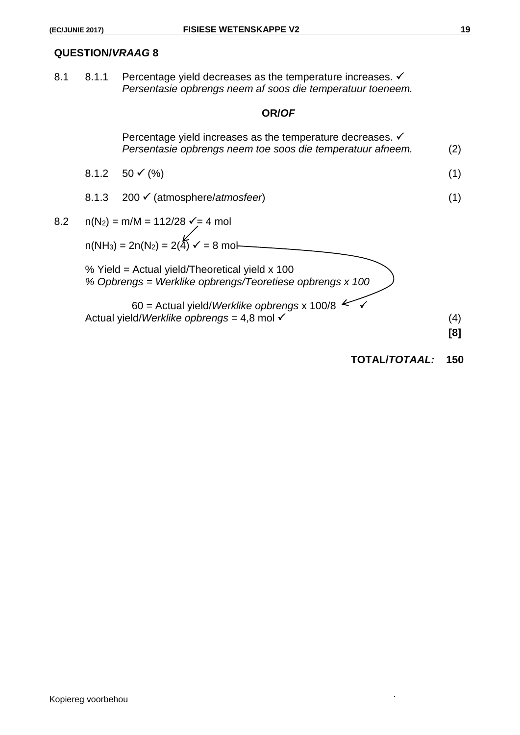## QUESTION/*VRAAG* 8

8.1 8.1.1 Percentage yield decreases as the temperature increases. ✓
*Persentasie opbrengs neem af soos die temperatuur toeneem.*

**OR/*OF***

Percentage yield increases as the temperature decreases. ✓
*Persentasie opbrengs neem toe soos die temperatuur afneem.* (2)

8.1.2 50 ✓ (%) (1)

8.1.3 200 ✓ (atmosphere/*atmosfeer*) (1)

8.2 $n(N_2) = m/M = 112/28$ ✓ $= 4$ mol

$n(NH_3) = 2n(N_2) = 2(4)$ ✓ $= 8$ mol

% Yield = Actual yield/Theoretical yield x 100
*% Opbrengs = Werklike opbrengs/Teoretiese opbrengs x 100*

60 = Actual yield/*Werklike opbrengs* x 100/8 ✓
Actual yield/*Werklike opbrengs* = 4,8 mol ✓ (4)

**[8]**

**TOTAL/*TOTAAL*: 150**